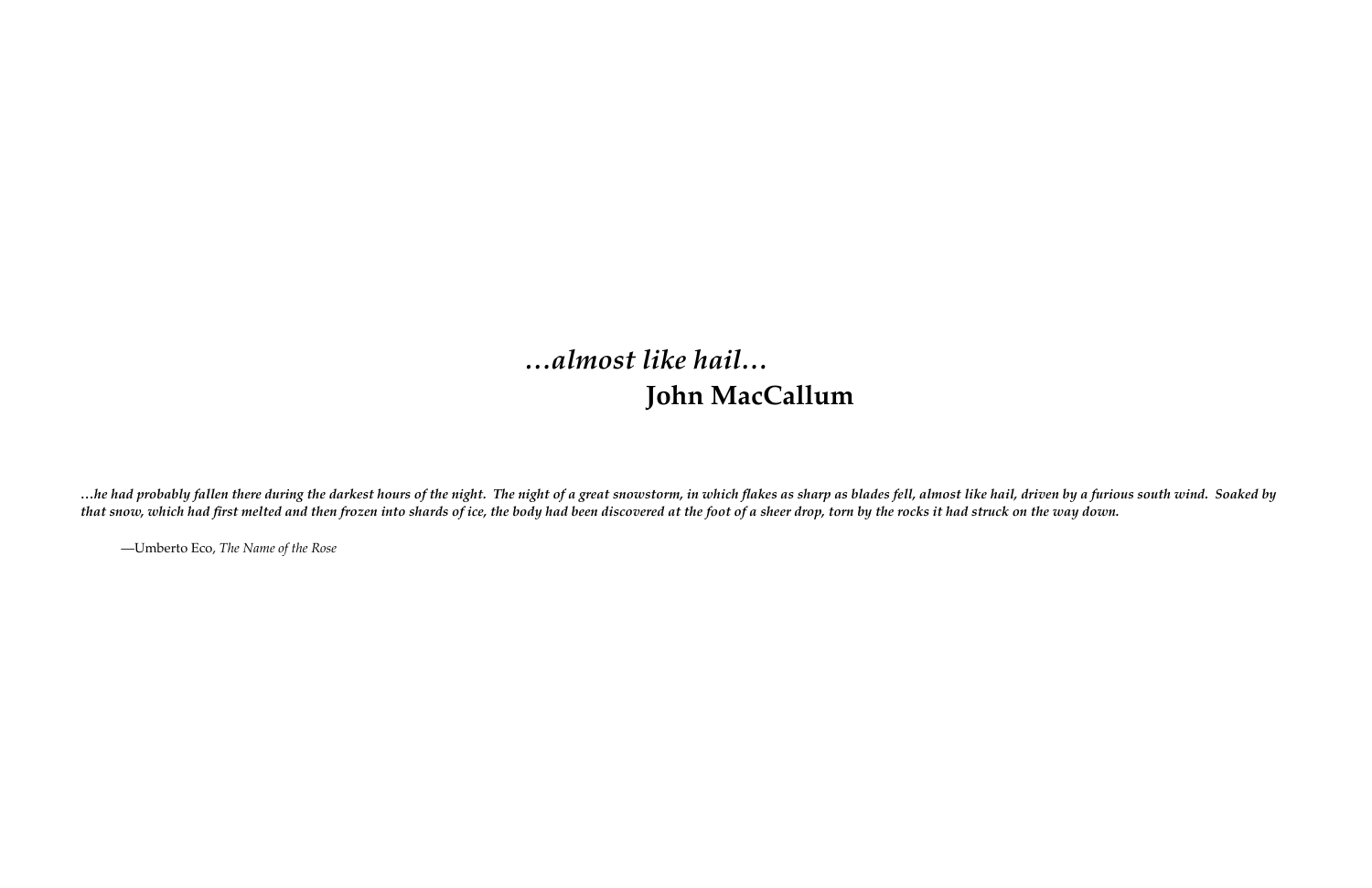# *…almost like hail…*

## **John MacCallum**

***…he had probably fallen there during the darkest hours of the night. The night of a great snowstorm, in which flakes as sharp as blades fell, almost like hail, driven by a furious south wind. Soaked by that snow, which had first melted and then frozen into shards of ice, the body had been discovered at the foot of a sheer drop, torn by the rocks it had struck on the way down.***

—Umberto Eco, *The Name of the Rose*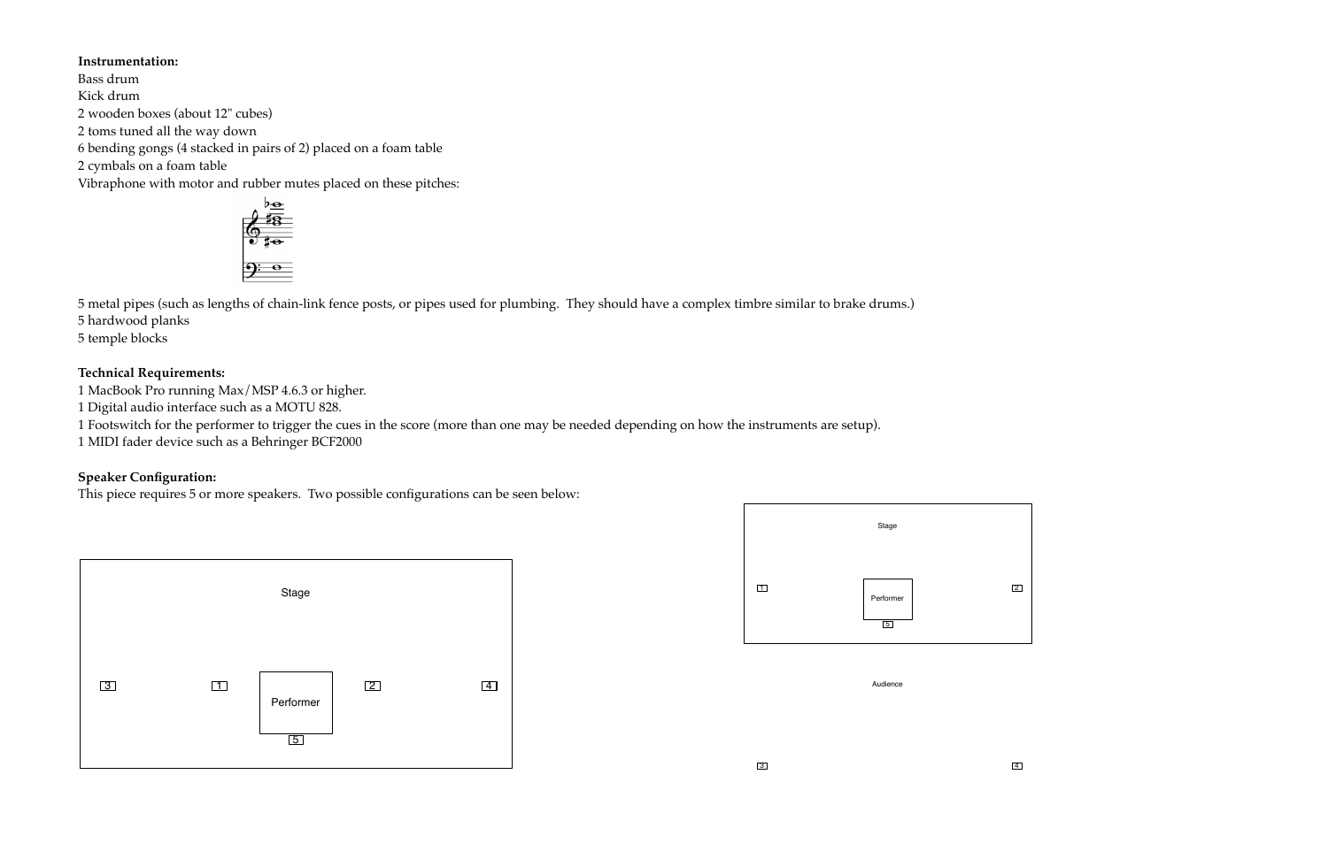**Instrumentation:**
Bass drum
Kick drum
2 wooden boxes (about 12" cubes)
2 toms tuned all the way down
6 bending gongs (4 stacked in pairs of 2) placed on a foam table
2 cymbals on a foam table
Vibraphone with motor and rubber mutes placed on these pitches:

5 metal pipes (such as lengths of chain-link fence posts, or pipes used for plumbing. They should have a complex timbre similar to brake drums.)
5 hardwood planks
5 temple blocks

**Technical Requirements:**
1 MacBook Pro running Max/MSP 4.6.3 or higher.
1 Digital audio interface such as a MOTU 828.
1 Footswitch for the performer to trigger the cues in the score (more than one may be needed depending on how the instruments are setup).
1 MIDI fader device such as a Behringer BCF2000

**Speaker Configuration:**
This piece requires 5 or more speakers. Two possible configurations can be seen below:

Stage

3 1 Performer 2 4

5

Stage

1 Performer 2

5

Audience

3 4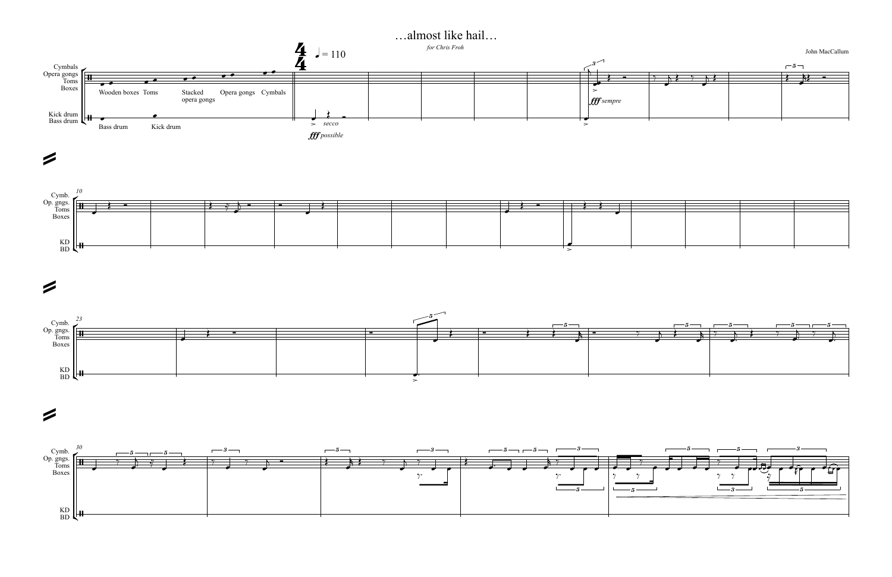# …almost like hail…

*for Chris Froh*

John MacCallum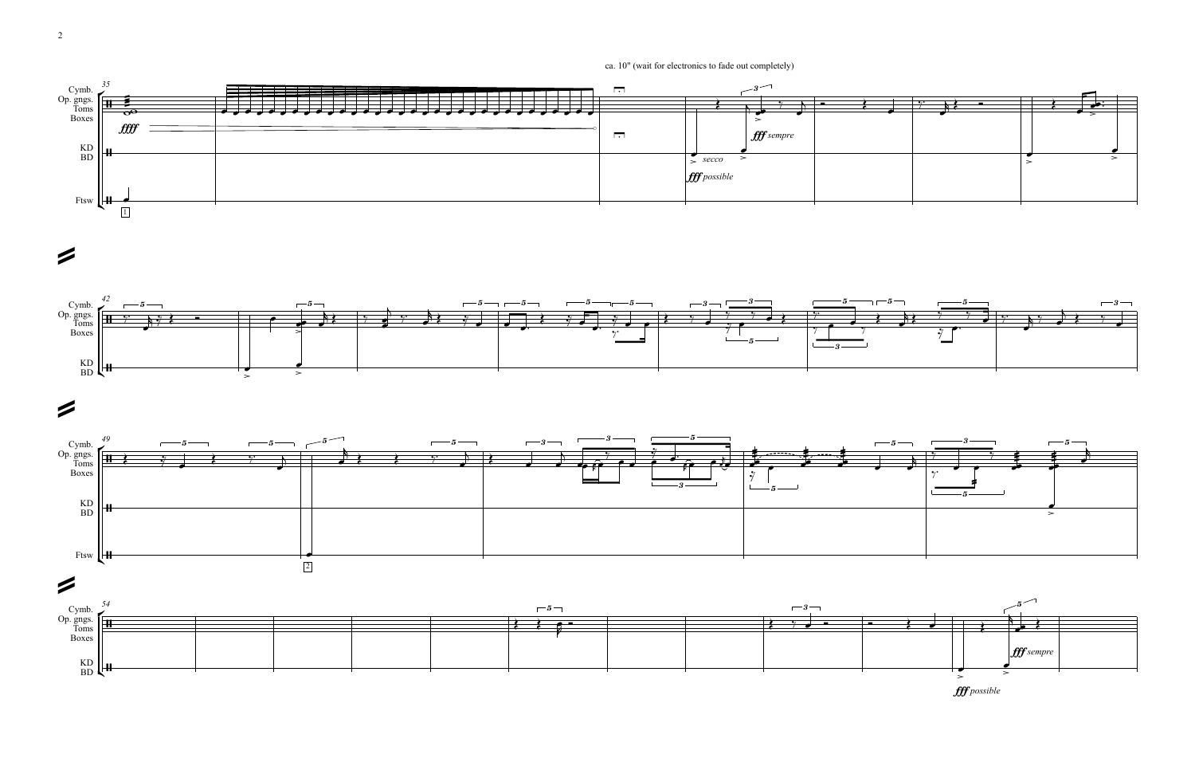ca. 10" (wait for electronics to fade out completely)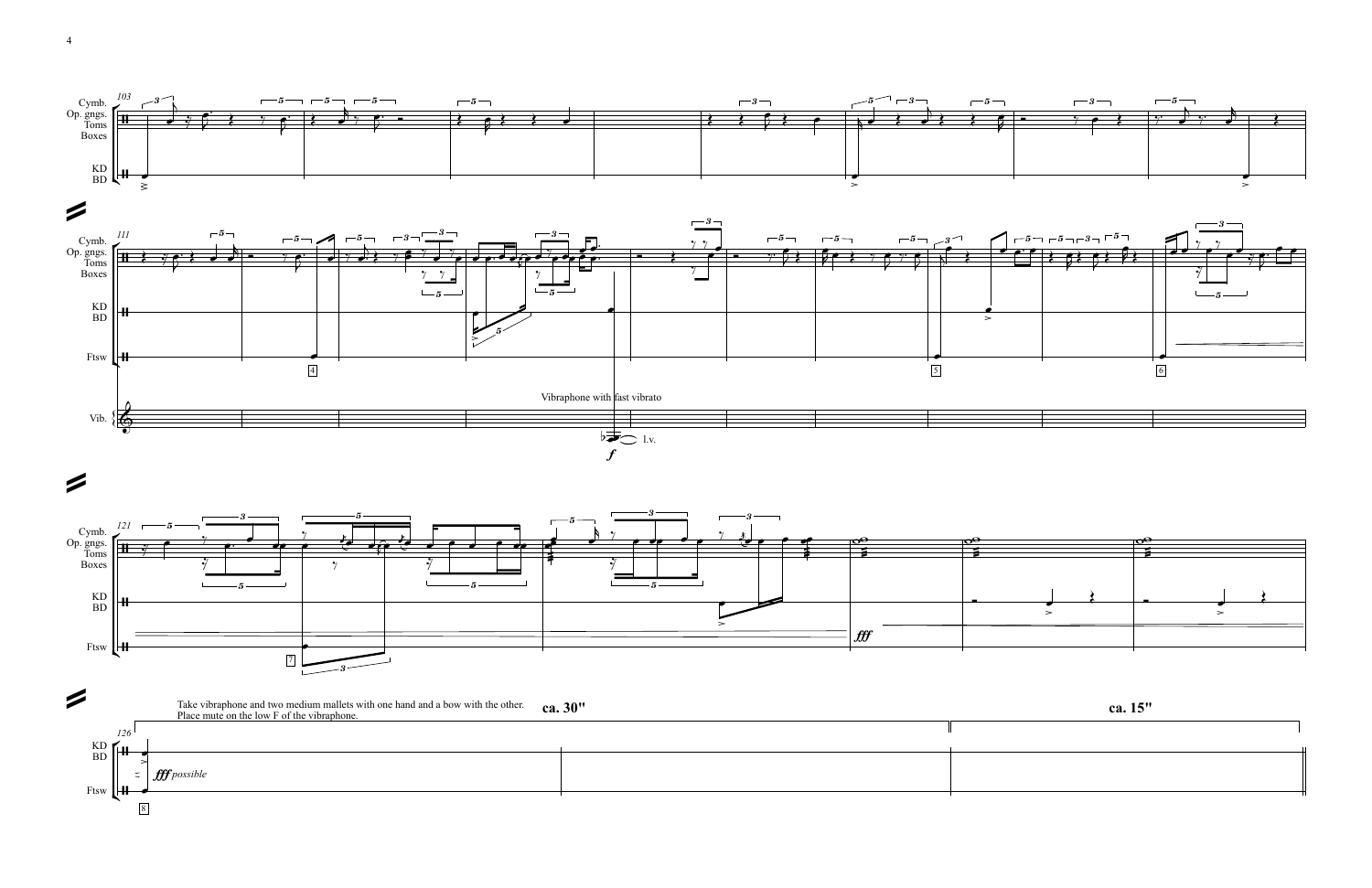Vibraphone with fast vibrato

l.v.

Take vibraphone and two medium mallets with one hand and a bow with the other.
Place mute on the low F of the vibraphone.

**ca. 30"**

**ca. 15"**

*fff possible*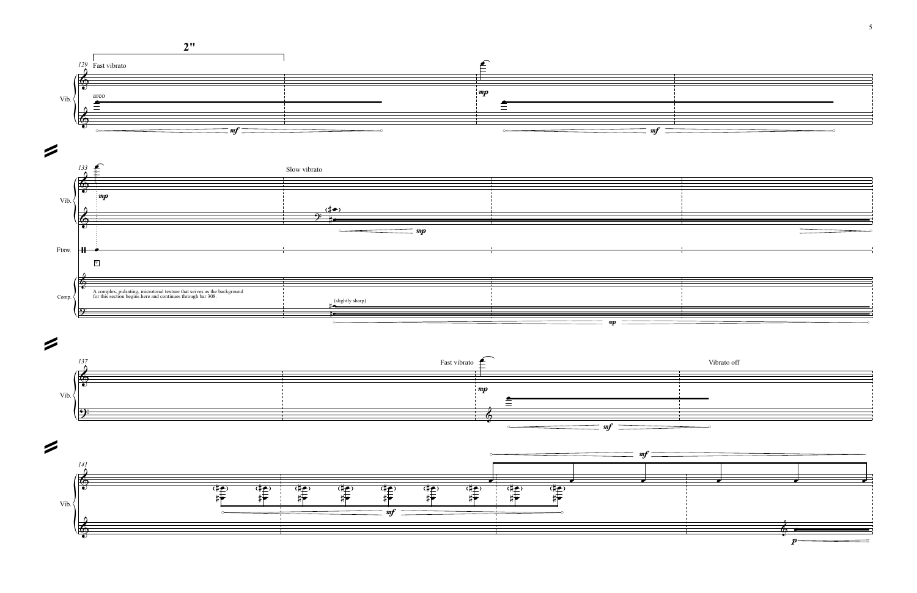2"

129 Fast vibrato

arco

Vib.

*mf*

*mp*

*mf*

133

Slow vibrato

Vib.

*mp*

*mp*

Ftsw.

Comp.

A complex, pulsating, microtonal texture that serves as the background for this section begins here and continues through bar 308.

(slightly sharp)

*mp*

137

Vib.

Fast vibrato

*mp*

Vibrato off

*mf*

141

Vib.

*mf*

*mf*

*p*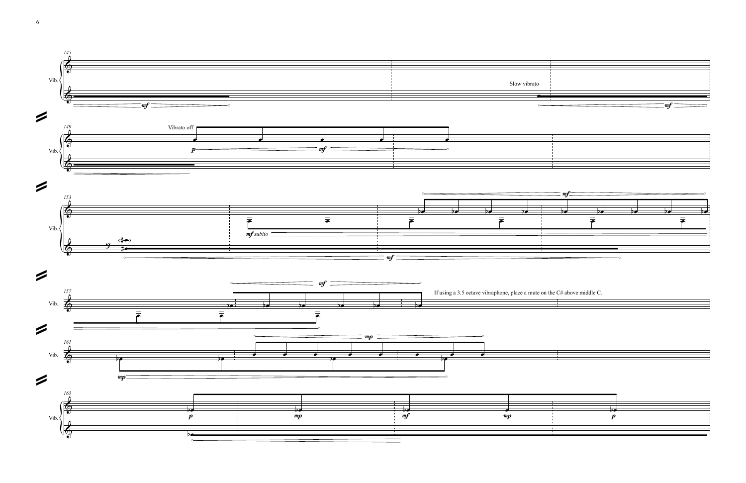Slow vibrato

Vibrato off

If using a 3.5 octave vibraphone, place a mute on the C# above middle C.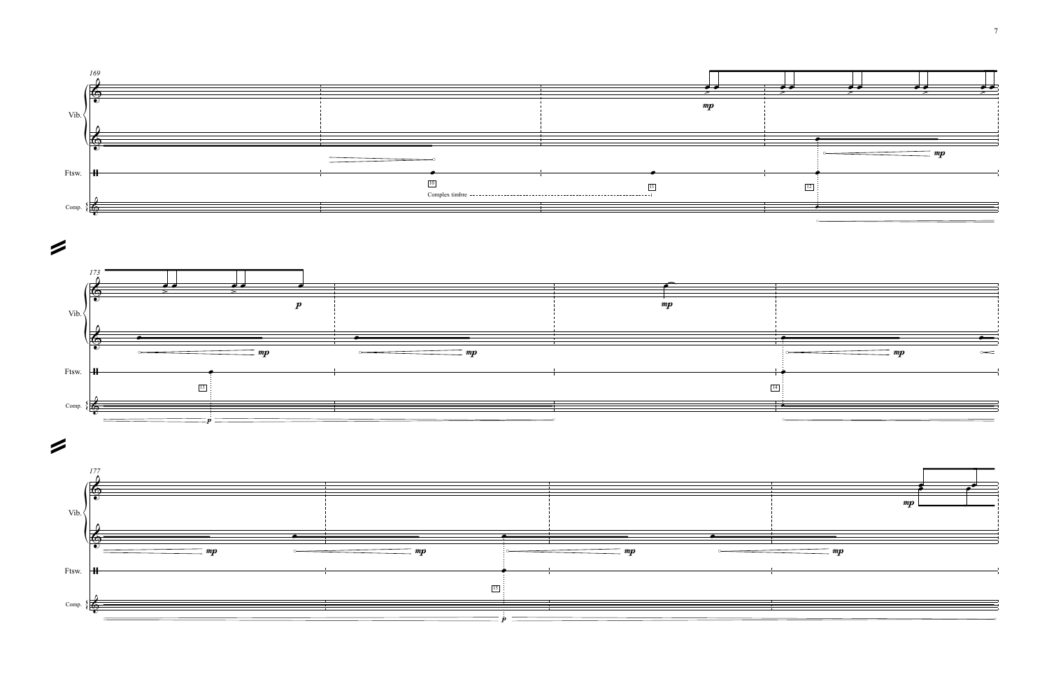169

Vib.

Ftsw.

Comp.

*mp*

*mp*

10

11

12

Complex timbre

173

Vib.

Ftsw.

Comp.

*p*

*mp*

*mp*

*mp*

*mp*

13

14

*p*

177

Vib.

Ftsw.

Comp.

*mp*

*mp*

*mp*

*mp*

*mp*

15

*p*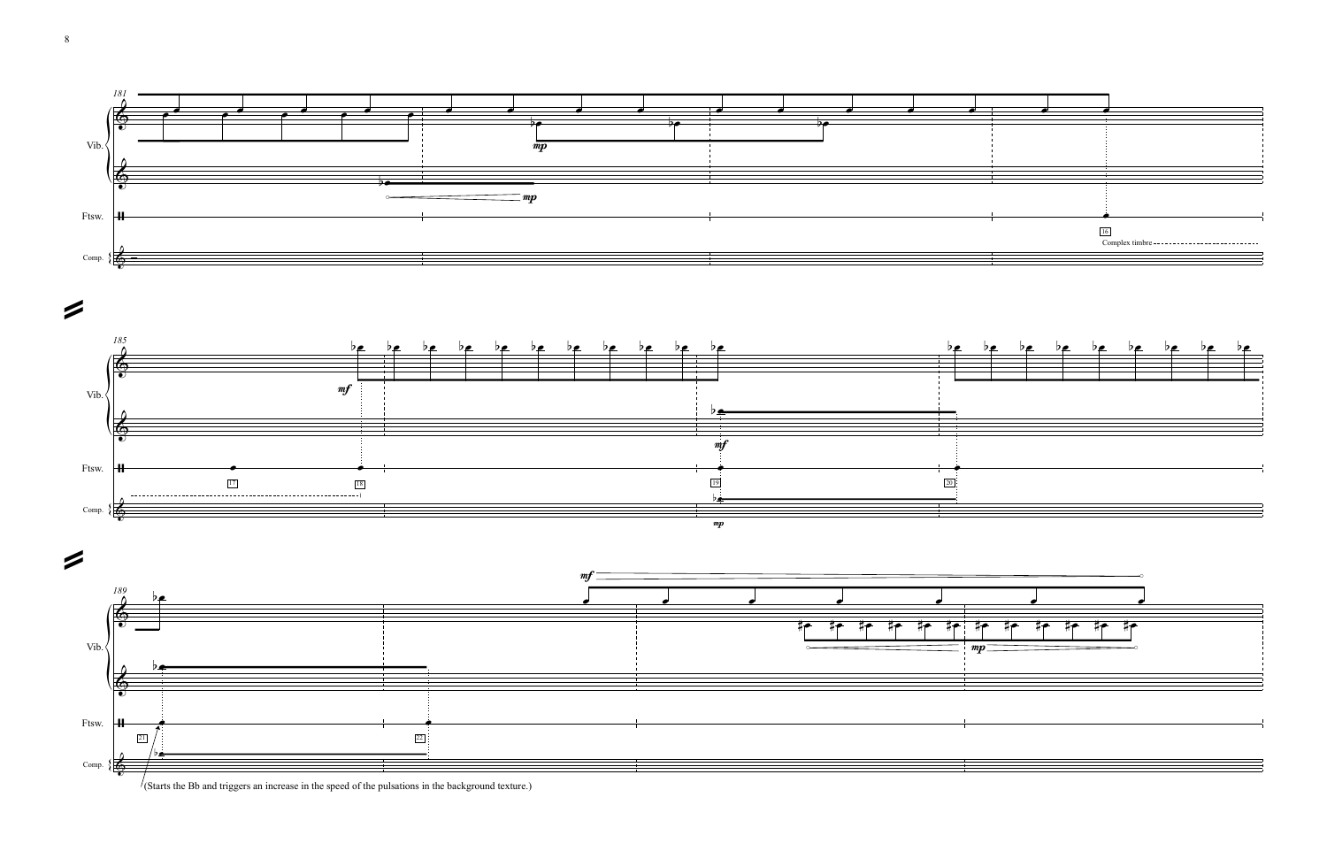(Starts the Bb and triggers an increase in the speed of the pulsations in the background texture.)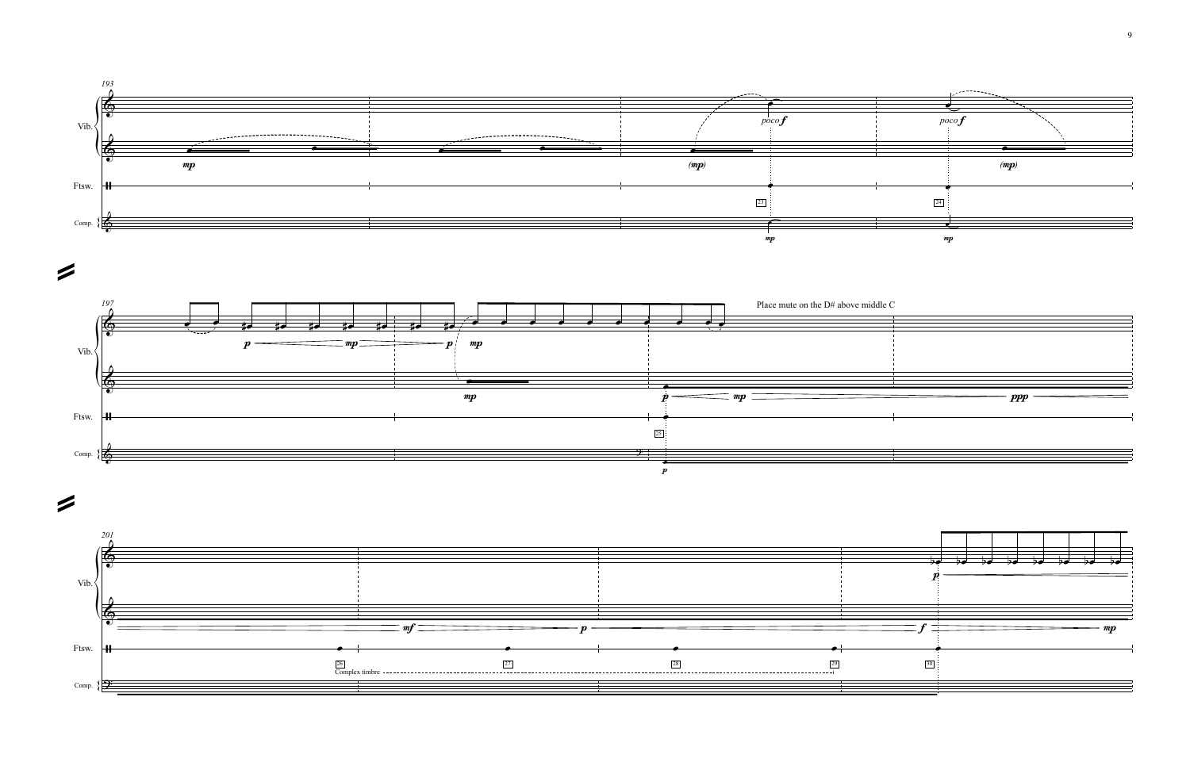193

Vib.

Ftsw.

Comp.

*mp*

*(mp)* *poco f* *poco f* *(mp)*

23 24

*mp* *mp*

197

Vib.

Ftsw.

Comp.

*p* *mp* *p* *mp*

*mp*

Place mute on the D# above middle C

*p* *mp* *ppp*

25

*p*

201

Vib.

Ftsw.

Comp.

*p*

*mf* *p* *f* *mp*

26 27 28 29 30

Complex timbre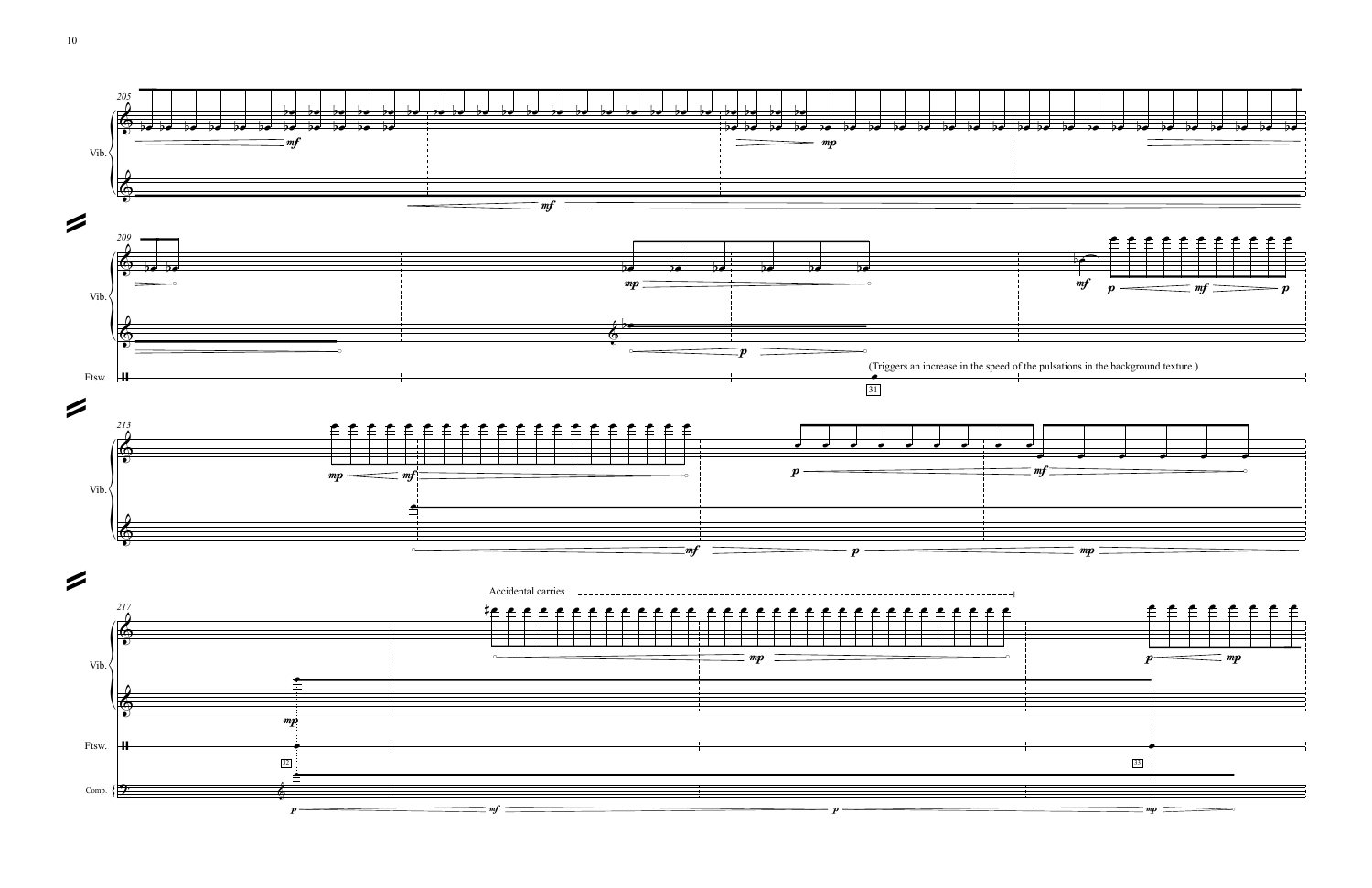(Triggers an increase in the speed of the pulsations in the background texture.)

Accidental carries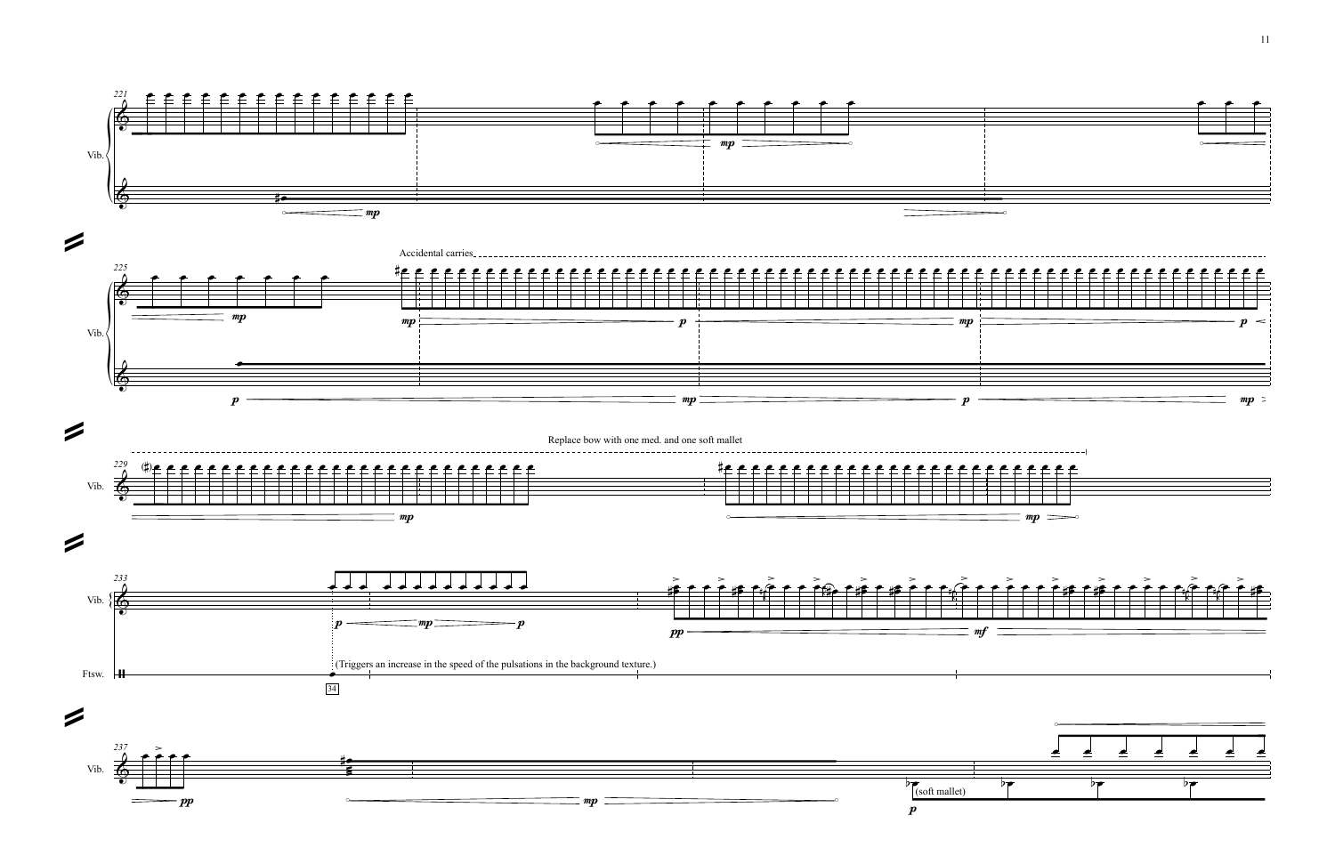Vib.

Accidental carries

Vib.

Replace bow with one med. and one soft mallet

Vib.

Vib.

Ftsw.

(Triggers an increase in the speed of the pulsations in the background texture.)

34

Vib.

(soft mallet)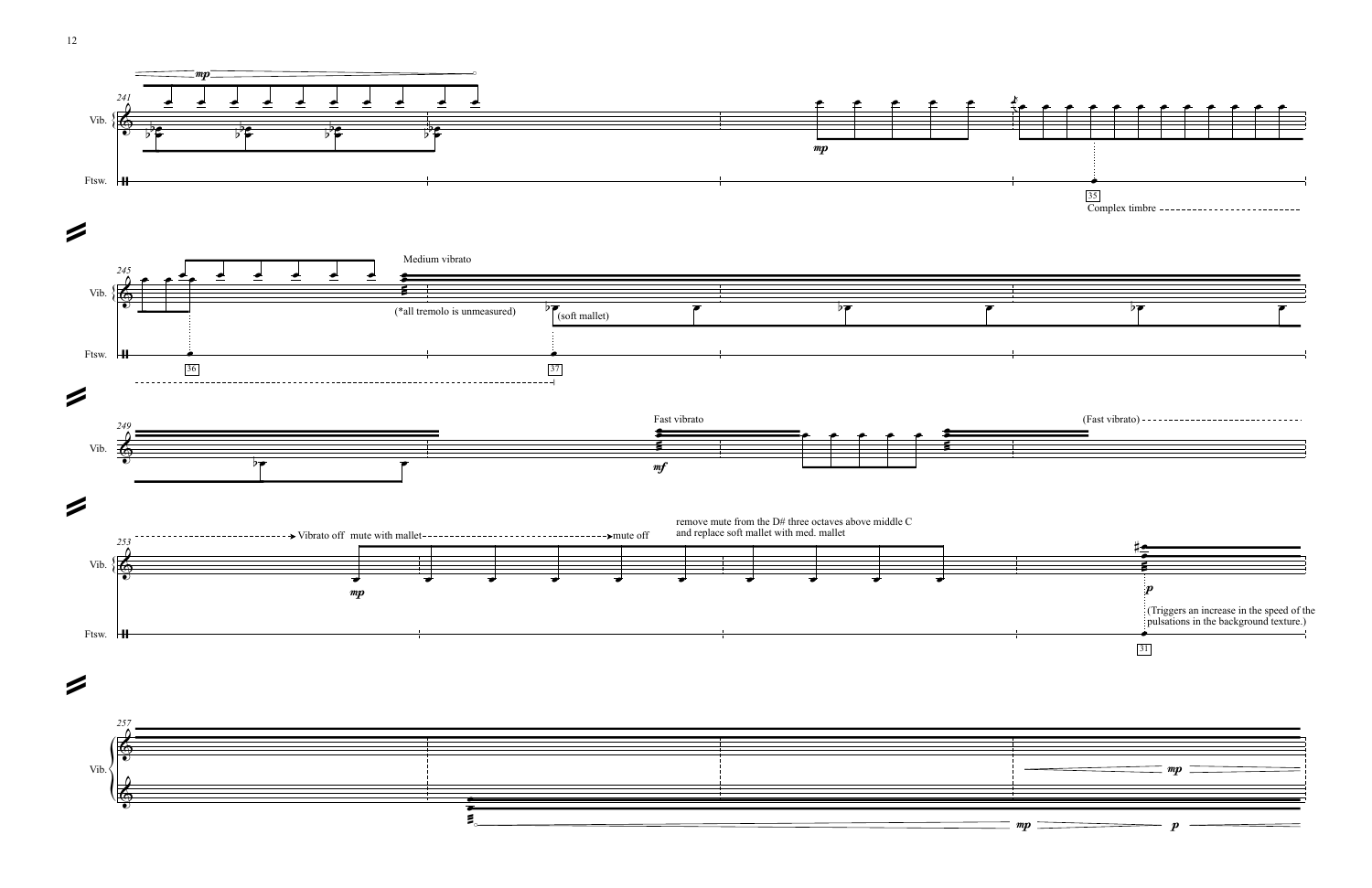Vib.

Ftsw.

Complex timbre

Medium vibrato

(*all tremolo is unmeasured)

(soft mallet)

Fast vibrato

(Fast vibrato)

Vibrato off mute with mallet

mute off

remove mute from the D# three octaves above middle C and replace soft mallet with med. mallet

(Triggers an increase in the speed of the pulsations in the background texture.)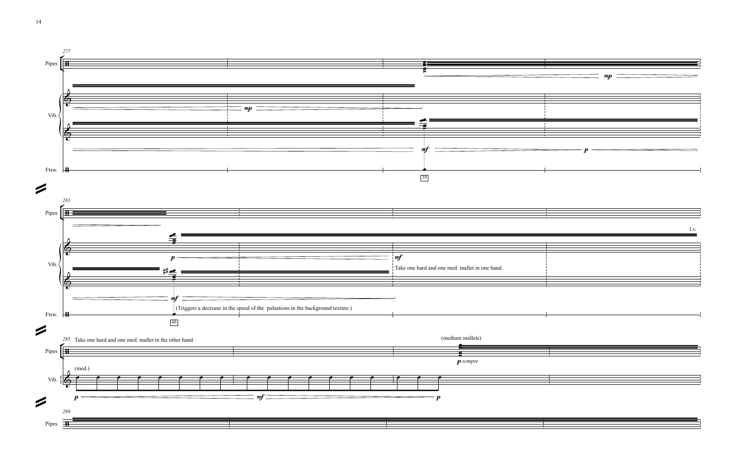277

Pipes

Vib.

*mp*

*mf* *p*

*mp*

Ftsw.

39

281

Pipes

Vib.

*p* *mf*

l.v.

Take one hard and one med. mallet in one hand.

*mf*

(Triggers a decrease in the speed of the pulsations in the background texture.)

Ftsw.

40

285 Take one hard and one med. mallet in the other hand.

(medium mallets)

Pipes

*p sempre*

(med.)

Vib.

*p* *mf* *p*

289

Pipes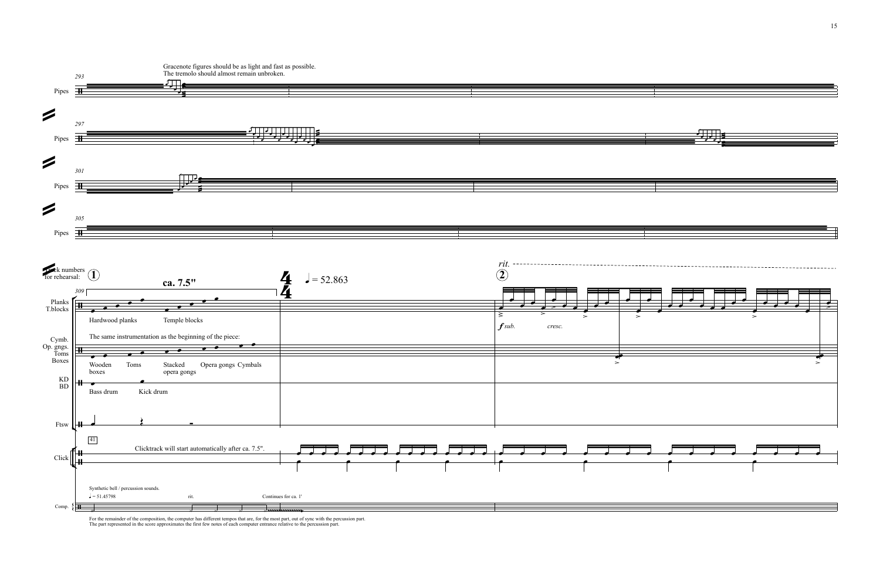Gracenote figures should be as light and fast as possible.
The tremolo should almost remain unbroken.

293 Pipes

297 Pipes

301 Pipes

305 Pipes

Track numbers for rehearsal: ① **ca. 7.5"**

309

Planks / T.blocks — Hardwood planks, Temple blocks

Cymb. / Op. gngs. / Toms / Boxes — The same instrumentation as the beginning of the piece: Wooden boxes, Toms, Stacked opera gongs, Opera gongs, Cymbals

KD / BD — Bass drum, Kick drum

Ftsw

4/4 ♩ = 52.863

*rit.* ②

*f sub.* *cresc.*

Click — [41] Clicktrack will start automatically after ca. 7.5".

Comp. — Synthetic bell / percussion sounds. ♩ = 51.45798 rit. Continues for ca. 1'

For the remainder of the composition, the computer has different tempos that are, for the most part, out of sync with the percussion part.
The part represented in the score approximates the first few notes of each computer entrance relative to the percussion part.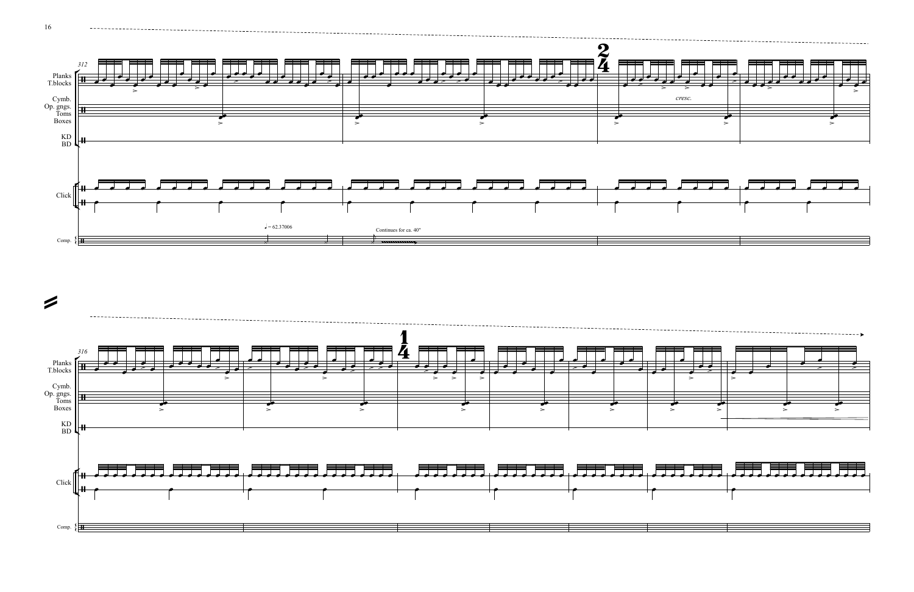♩ = 62.37006

Continues for ca. 40"

*cresc.*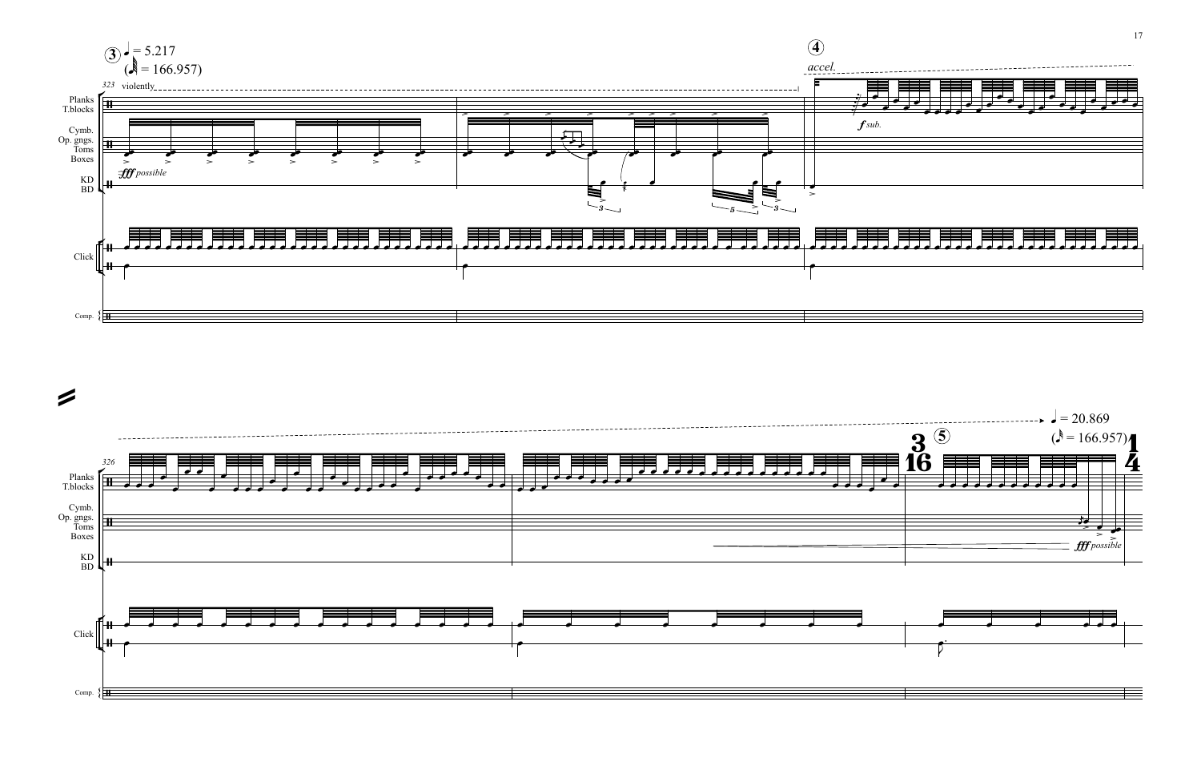③ ♩ = 5.217
(𝅘𝅥𝅱 = 166.957)

323 violently

Planks T.blocks

Cymb. Op. gngs. Toms Boxes

KD BD

*fff possible*

Click

Comp.

④

*accel.*

*f sub.*

326

3/16 ⑤

♩ = 20.869
(𝅘𝅥𝅰 = 166.957)

1/4

*fff possible*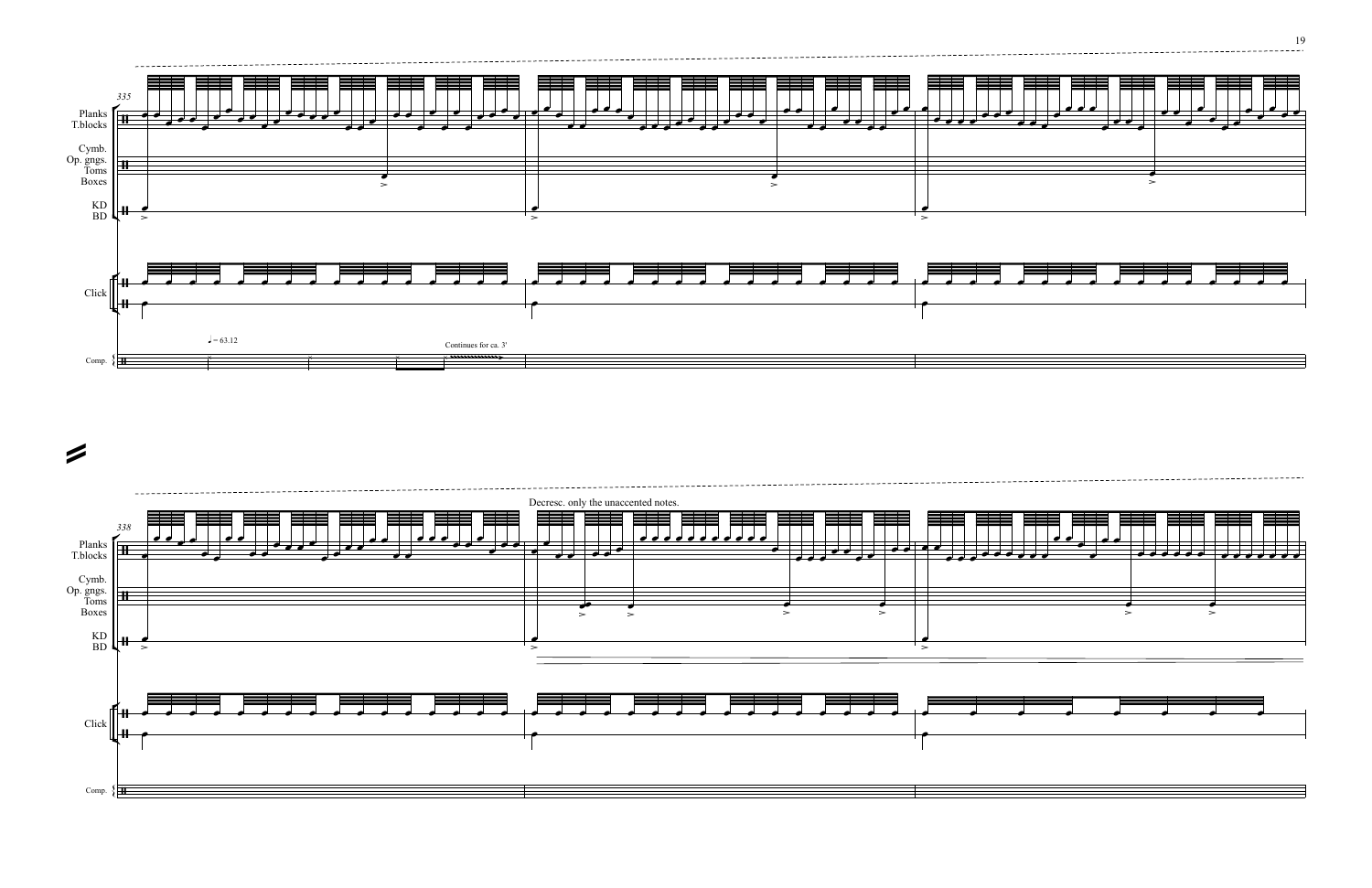335

Planks
T.blocks

Cymb.
Op. gngs.
Toms
Boxes

KD
BD

Click

$♩ = 63.12$

Continues for ca. 3'

Comp.

338

Decresc. only the unaccented notes.

Planks
T.blocks

Cymb.
Op. gngs.
Toms
Boxes

KD
BD

Click

Comp.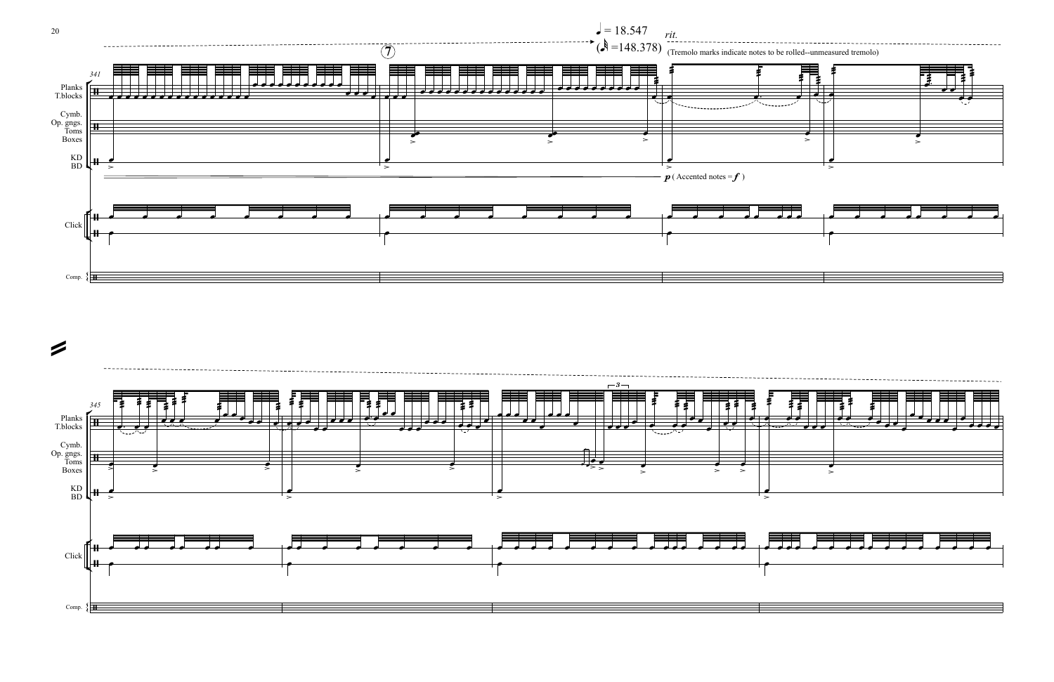♩ = 18.547
(♪ =148.378) *rit.*

(Tremolo marks indicate notes to be rolled--unmeasured tremolo)

7

341

Planks
T.blocks

Cymb.
Op. gngs.
Toms
Boxes

KD
BD

***p*** ( Accented notes = ***f*** )

Click

Comp.

345

Planks
T.blocks

Cymb.
Op. gngs.
Toms
Boxes

KD
BD

Click

Comp.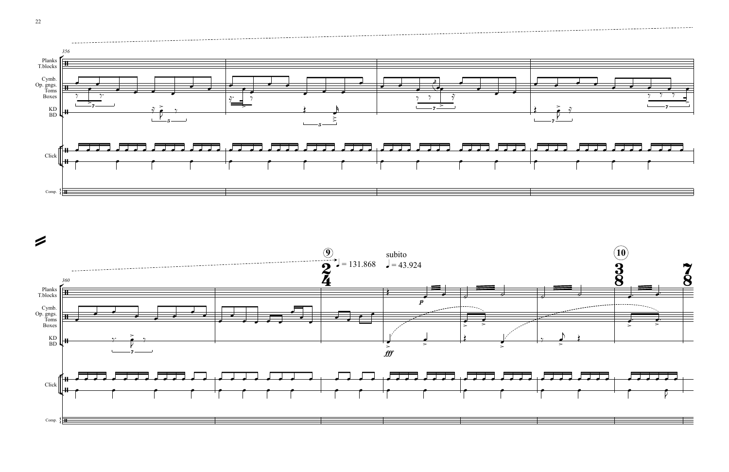356

Planks
T.blocks

Cymb.
Op. gngs.
Toms
Boxes

KD
BD

Click

Comp.

360

9

$\quarternote$ = 131.868

subito
$\quarternote$ = 43.924

2/4

*p*

*fff*

10

3/8

7/8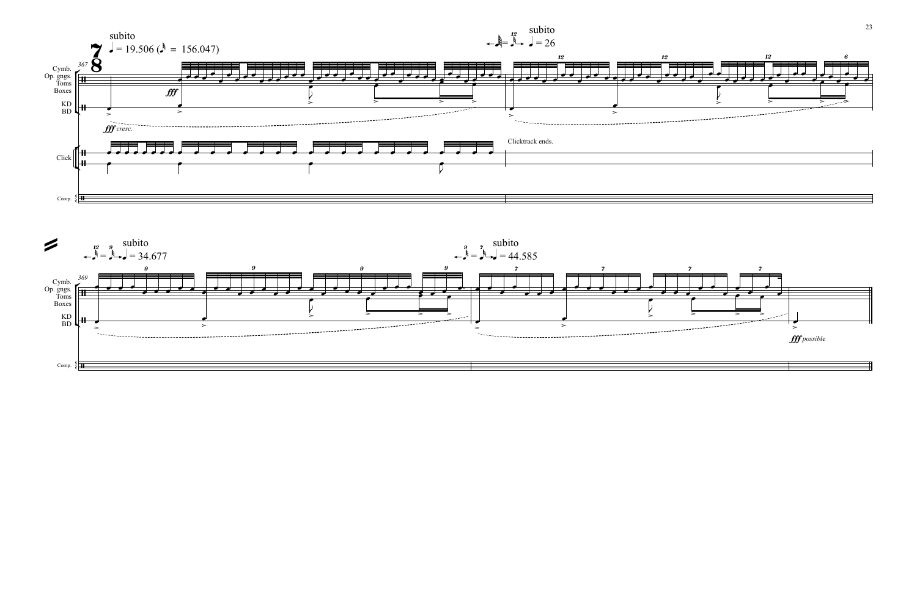subito

$♩ = 19.506$ ($♪ = 156.047$)

subito

$♩ = 26$

Cymb.
Op. gngs.
Toms
Boxes

KD
BD

*fff*

*fff cresc.*

Click

Clicktrack ends.

Comp.

subito

$♩ = 34.677$

subito

$♩ = 44.585$

Cymb.
Op. gngs.
Toms
Boxes

KD
BD

*fff possible*

Comp.